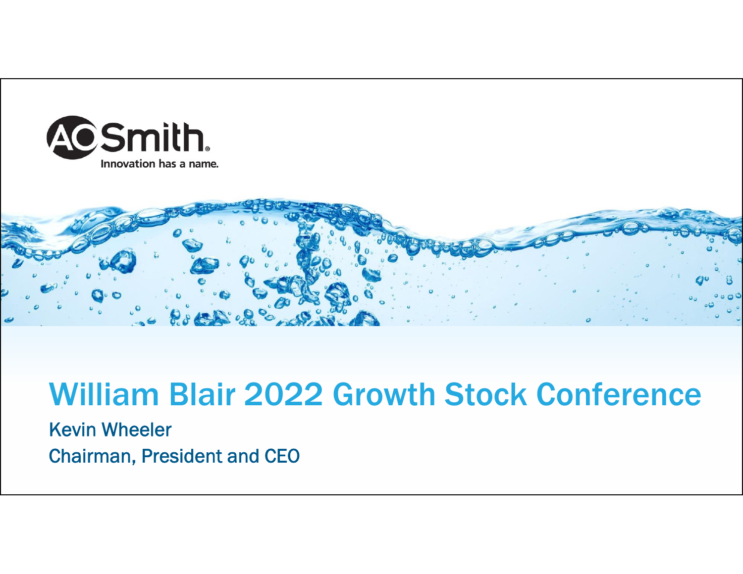A.O. Smith

Innovation has a name.

# William Blair 2022 Growth Stock Conference

Kevin Wheeler

Chairman, President and CEO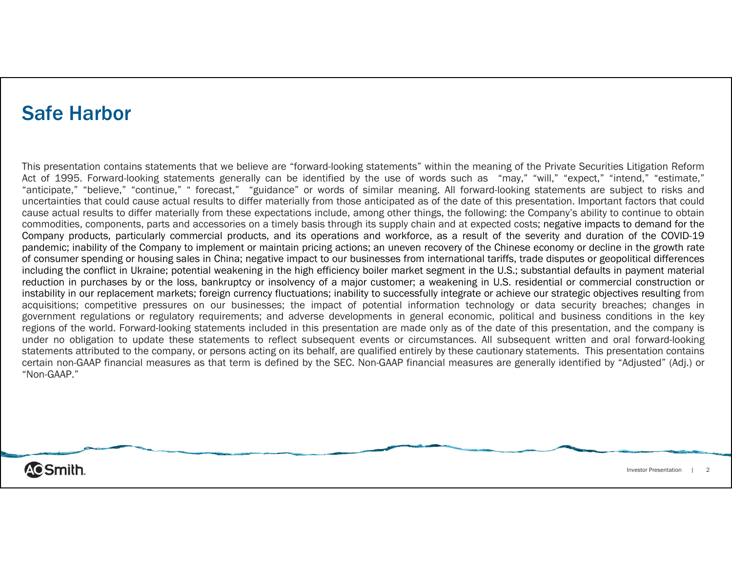# Safe Harbor

This presentation contains statements that we believe are "forward-looking statements" within the meaning of the Private Securities Litigation Reform Act of 1995. Forward-looking statements generally can be identified by the use of words such as "may," "will," "expect," "intend," "estimate," "anticipate," "believe," "continue," " forecast," "guidance" or words of similar meaning. All forward-looking statements are subject to risks and uncertainties that could cause actual results to differ materially from those anticipated as of the date of this presentation. Important factors that could cause actual results to differ materially from these expectations include, among other things, the following: the Company's ability to continue to obtain commodities, components, parts and accessories on a timely basis through its supply chain and at expected costs; negative impacts to demand for the Company products, particularly commercial products, and its operations and workforce, as a result of the severity and duration of the COVID-19 pandemic; inability of the Company to implement or maintain pricing actions; an uneven recovery of the Chinese economy or decline in the growth rate of consumer spending or housing sales in China; negative impact to our businesses from international tariffs, trade disputes or geopolitical differences including the conflict in Ukraine; potential weakening in the high efficiency boiler market segment in the U.S.; substantial defaults in payment material reduction in purchases by or the loss, bankruptcy or insolvency of a major customer; a weakening in U.S. residential or commercial construction or instability in our replacement markets; foreign currency fluctuations; inability to successfully integrate or achieve our strategic objectives resulting from acquisitions; competitive pressures on our businesses; the impact of potential information technology or data security breaches; changes in government regulations or regulatory requirements; and adverse developments in general economic, political and business conditions in the key regions of the world. Forward-looking statements included in this presentation are made only as of the date of this presentation, and the company is under no obligation to update these statements to reflect subsequent events or circumstances. All subsequent written and oral forward-looking statements attributed to the company, or persons acting on its behalf, are qualified entirely by these cautionary statements. This presentation contains certain non-GAAP financial measures as that term is defined by the SEC. Non-GAAP financial measures are generally identified by "Adjusted" (Adj.) or "Non-GAAP."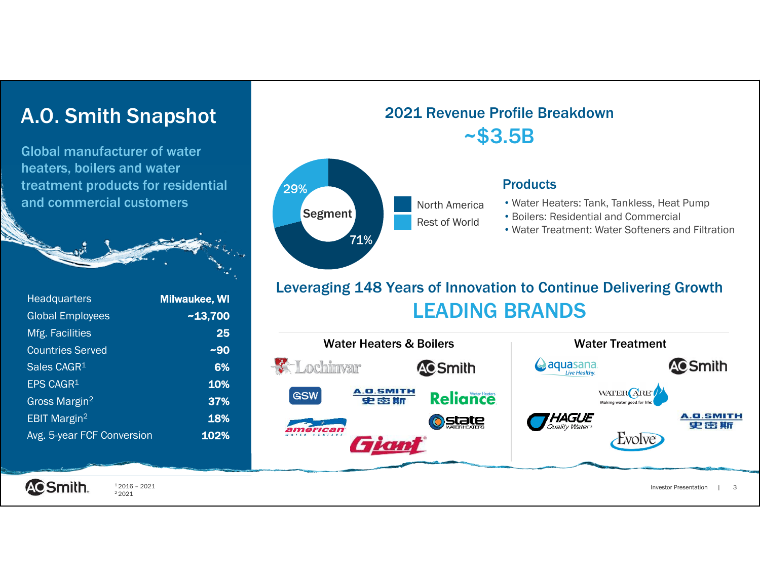# A.O. Smith Snapshot

Global manufacturer of water heaters, boilers and water treatment products for residential and commercial customers

| | |
|---|---|
| Headquarters | Milwaukee, WI |
| Global Employees | ~13,700 |
| Mfg. Facilities | 25 |
| Countries Served | ~90 |
| Sales CAGR[1] | 6% |
| EPS CAGR[1] | 10% |
| Gross Margin[2] | 37% |
| EBIT Margin[2] | 18% |
| Avg. 5-year FCF Conversion | 102% |

## 2021 Revenue Profile Breakdown

## ~$3.5B

Segment

- North America: 71%
- Rest of World: 29%

### Products

- Water Heaters: Tank, Tankless, Heat Pump
- Boilers: Residential and Commercial
- Water Treatment: Water Softeners and Filtration

## Leveraging 148 Years of Innovation to Continue Delivering Growth

## LEADING BRANDS

**Water Heaters & Boilers**

Lochinvar, AO Smith, GSW, A.O. SMITH 史密斯, Reliance Water Heaters, american WATER HEATERS, state WATER HEATERS, Giant

**Water Treatment**

aquasana Live Healthy, AO Smith, WATERCARE Making water good for life, HAGUE Quality Water, A.O. SMITH 史密斯, Evolve

[1] 2016 – 2021
[2] 2021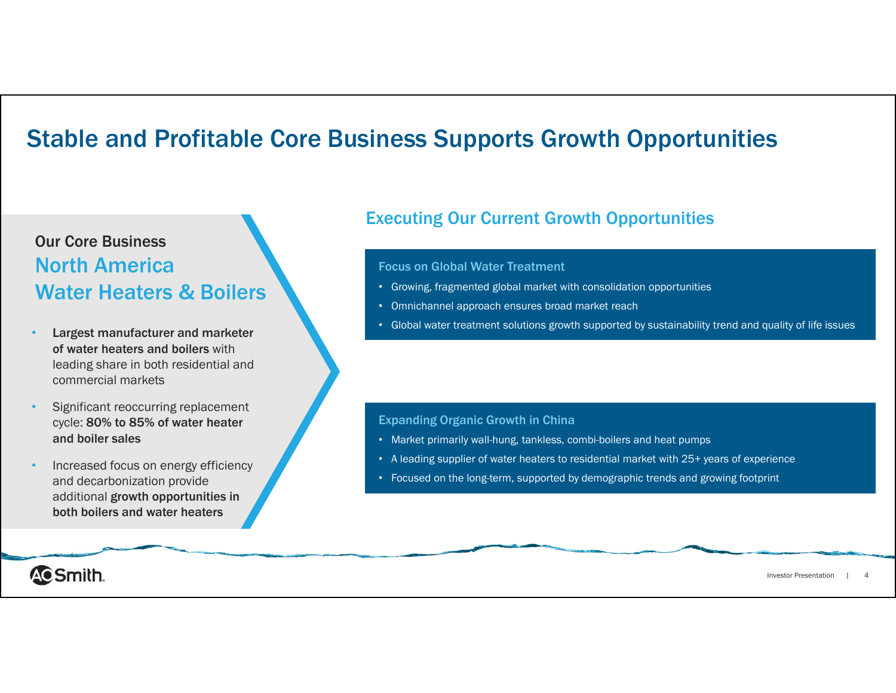# Stable and Profitable Core Business Supports Growth Opportunities

### Our Core Business
## North America Water Heaters & Boilers

- **Largest manufacturer and marketer of water heaters and boilers** with leading share in both residential and commercial markets
- Significant reoccurring replacement cycle: **80% to 85% of water heater and boiler sales**
- Increased focus on energy efficiency and decarbonization provide additional **growth opportunities in both boilers and water heaters**

## Executing Our Current Growth Opportunities

### Focus on Global Water Treatment

- Growing, fragmented global market with consolidation opportunities
- Omnichannel approach ensures broad market reach
- Global water treatment solutions growth supported by sustainability trend and quality of life issues

### Expanding Organic Growth in China

- Market primarily wall-hung, tankless, combi-boilers and heat pumps
- A leading supplier of water heaters to residential market with 25+ years of experience
- Focused on the long-term, supported by demographic trends and growing footprint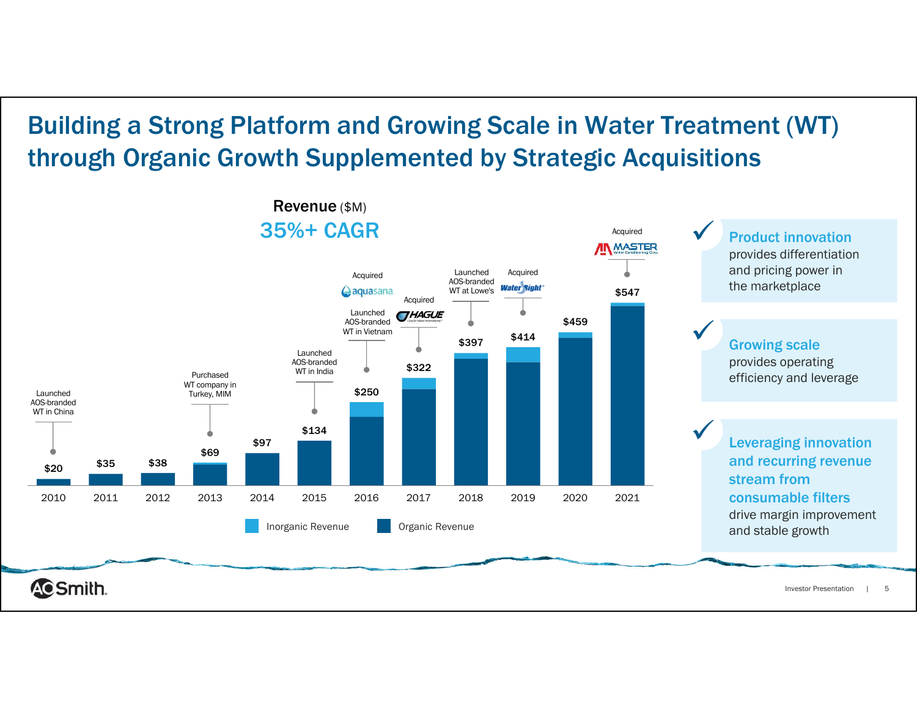# Building a Strong Platform and Growing Scale in Water Treatment (WT) through Organic Growth Supplemented by Strategic Acquisitions

**Revenue** ($M)

**35%+ CAGR**

| Year | Revenue ($M) | Event |
|---|---|---|
| 2010 | $20 | Launched AOS-branded WT in China |
| 2011 | $35 | |
| 2012 | $38 | |
| 2013 | $69 | Purchased WT company in Turkey, MIM |
| 2014 | $97 | |
| 2015 | $134 | Launched AOS-branded WT in India |
| 2016 | $250 | Acquired aquasana; Launched AOS-branded WT in Vietnam |
| 2017 | $322 | Acquired HAGUE |
| 2018 | $397 | Launched AOS-branded WT at Lowe's |
| 2019 | $414 | Acquired Water Right |
| 2020 | $459 | |
| 2021 | $547 | Acquired MASTER Water Conditioning Corp |

Inorganic Revenue | Organic Revenue

- ✓ **Product innovation** provides differentiation and pricing power in the marketplace
- ✓ **Growing scale** provides operating efficiency and leverage
- ✓ **Leveraging innovation and recurring revenue stream from consumable filters** drive margin improvement and stable growth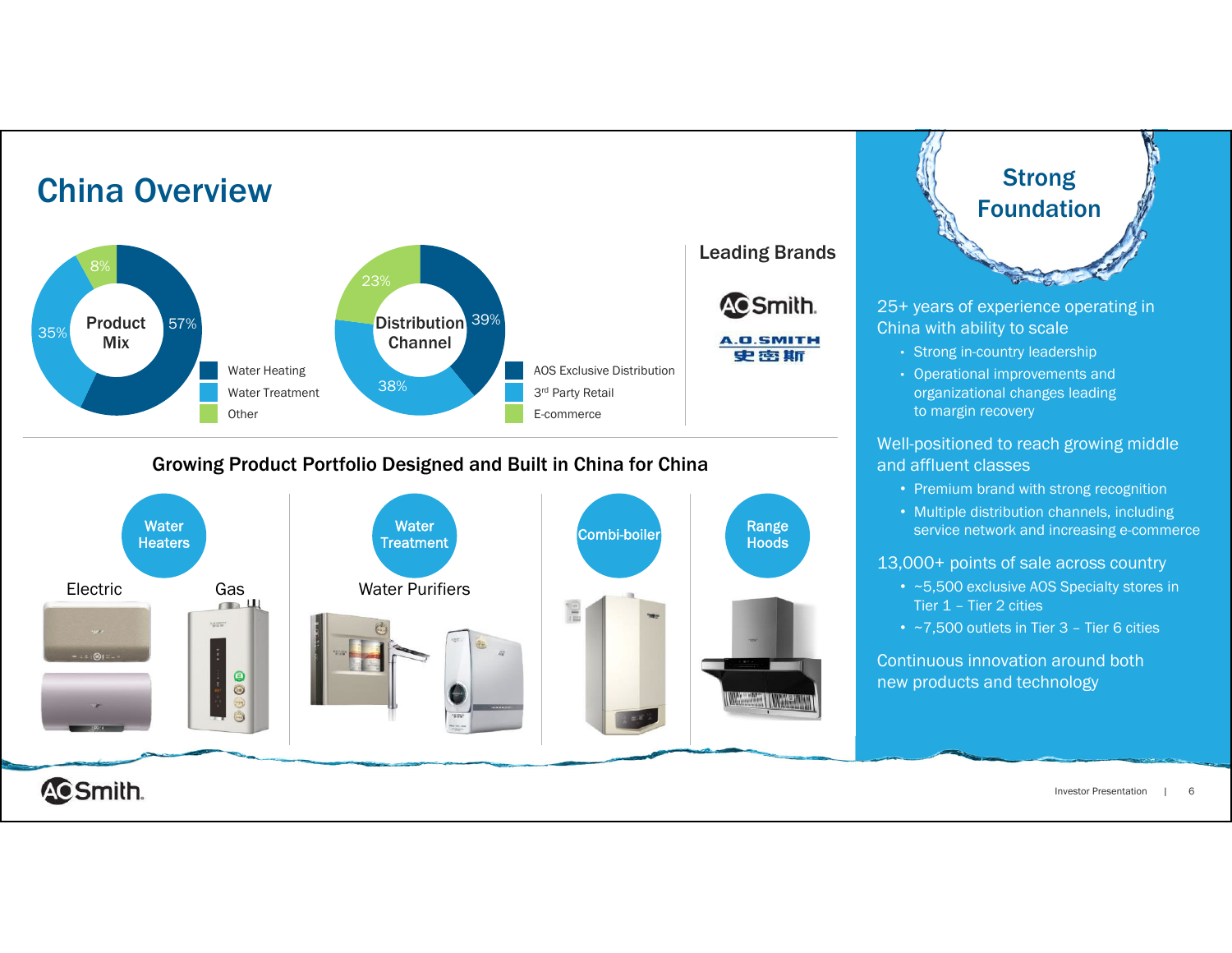# China Overview

## Product Mix

- Water Heating: 57%
- Water Treatment: 35%
- Other: 8%

## Distribution Channel

- AOS Exclusive Distribution: 39%
- 3rd Party Retail: 38%
- E-commerce: 23%

## Leading Brands

AO Smith

A.O.SMITH 史密斯

## Growing Product Portfolio Designed and Built in China for China

- **Water Heaters**: Electric, Gas
- **Water Treatment**: Water Purifiers
- **Combi-boiler**
- **Range Hoods**

## Strong Foundation

25+ years of experience operating in China with ability to scale

- Strong in-country leadership
- Operational improvements and organizational changes leading to margin recovery

Well-positioned to reach growing middle and affluent classes

- Premium brand with strong recognition
- Multiple distribution channels, including service network and increasing e-commerce

13,000+ points of sale across country

- ~5,500 exclusive AOS Specialty stores in Tier 1 – Tier 2 cities
- ~7,500 outlets in Tier 3 – Tier 6 cities

Continuous innovation around both new products and technology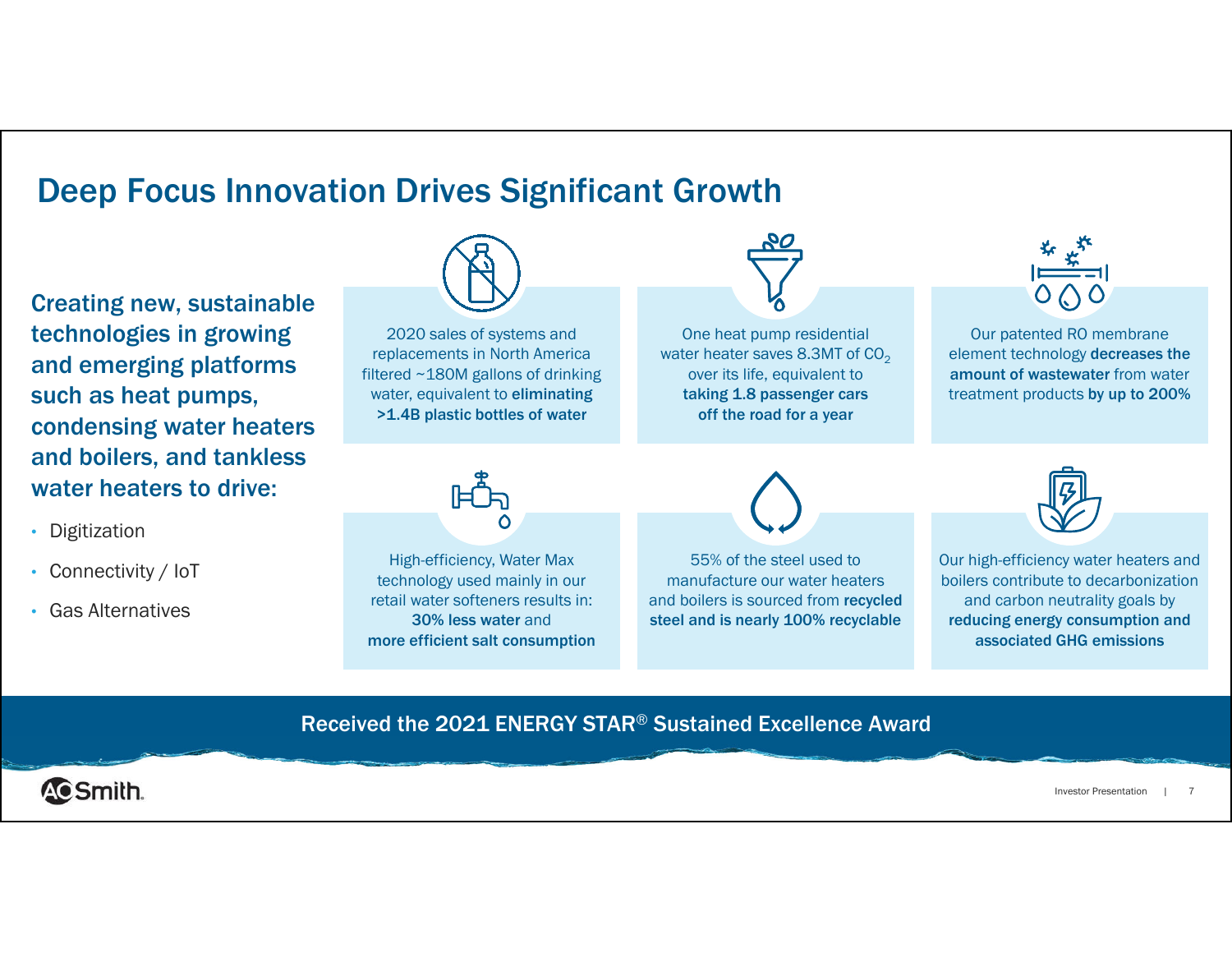# Deep Focus Innovation Drives Significant Growth

**Creating new, sustainable technologies in growing and emerging platforms such as heat pumps, condensing water heaters and boilers, and tankless water heaters to drive:**

- Digitization
- Connectivity / IoT
- Gas Alternatives

2020 sales of systems and replacements in North America filtered ~180M gallons of drinking water, equivalent to **eliminating >1.4B plastic bottles of water**

One heat pump residential water heater saves 8.3MT of $CO_2$ over its life, equivalent to **taking 1.8 passenger cars off the road for a year**

Our patented RO membrane element technology **decreases the amount of wastewater** from water treatment products **by up to 200%**

High-efficiency, Water Max technology used mainly in our retail water softeners results in: **30% less water** and **more efficient salt consumption**

55% of the steel used to manufacture our water heaters and boilers is sourced from **recycled steel and is nearly 100% recyclable**

Our high-efficiency water heaters and boilers contribute to decarbonization and carbon neutrality goals by **reducing energy consumption and associated GHG emissions**

**Received the 2021 ENERGY STAR® Sustained Excellence Award**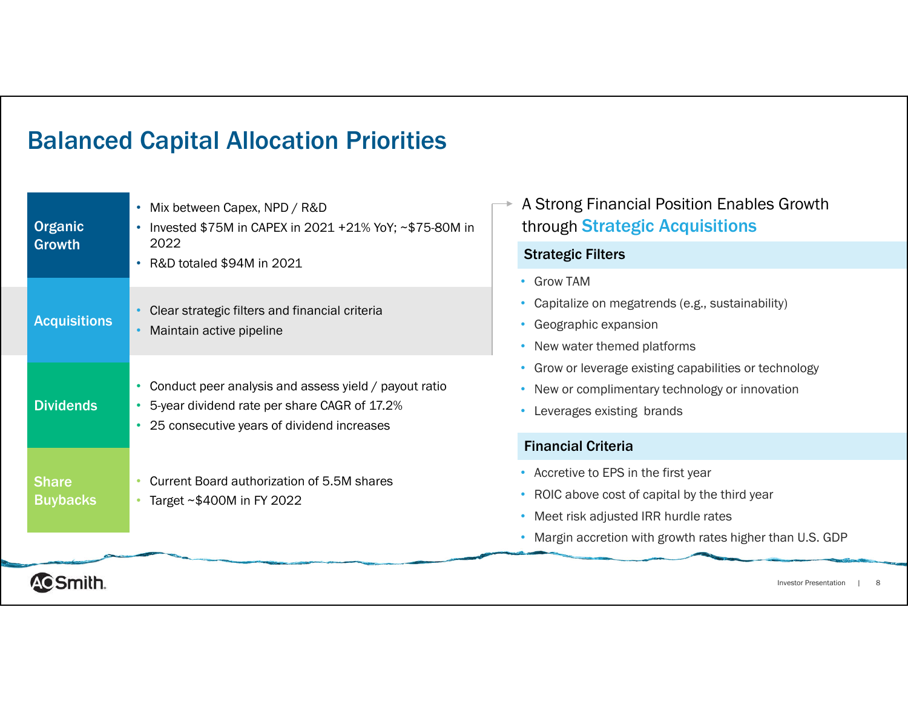# Balanced Capital Allocation Priorities

**Organic Growth**

- Mix between Capex, NPD / R&D
- Invested $75M in CAPEX in 2021 +21% YoY; ~$75-80M in 2022
- R&D totaled $94M in 2021

**Acquisitions**

- Clear strategic filters and financial criteria
- Maintain active pipeline

**Dividends**

- Conduct peer analysis and assess yield / payout ratio
- 5-year dividend rate per share CAGR of 17.2%
- 25 consecutive years of dividend increases

**Share Buybacks**

- Current Board authorization of 5.5M shares
- Target ~$400M in FY 2022

## A Strong Financial Position Enables Growth through Strategic Acquisitions

### Strategic Filters

- Grow TAM
- Capitalize on megatrends (e.g., sustainability)
- Geographic expansion
- New water themed platforms
- Grow or leverage existing capabilities or technology
- New or complimentary technology or innovation
- Leverages existing brands

### Financial Criteria

- Accretive to EPS in the first year
- ROIC above cost of capital by the third year
- Meet risk adjusted IRR hurdle rates
- Margin accretion with growth rates higher than U.S. GDP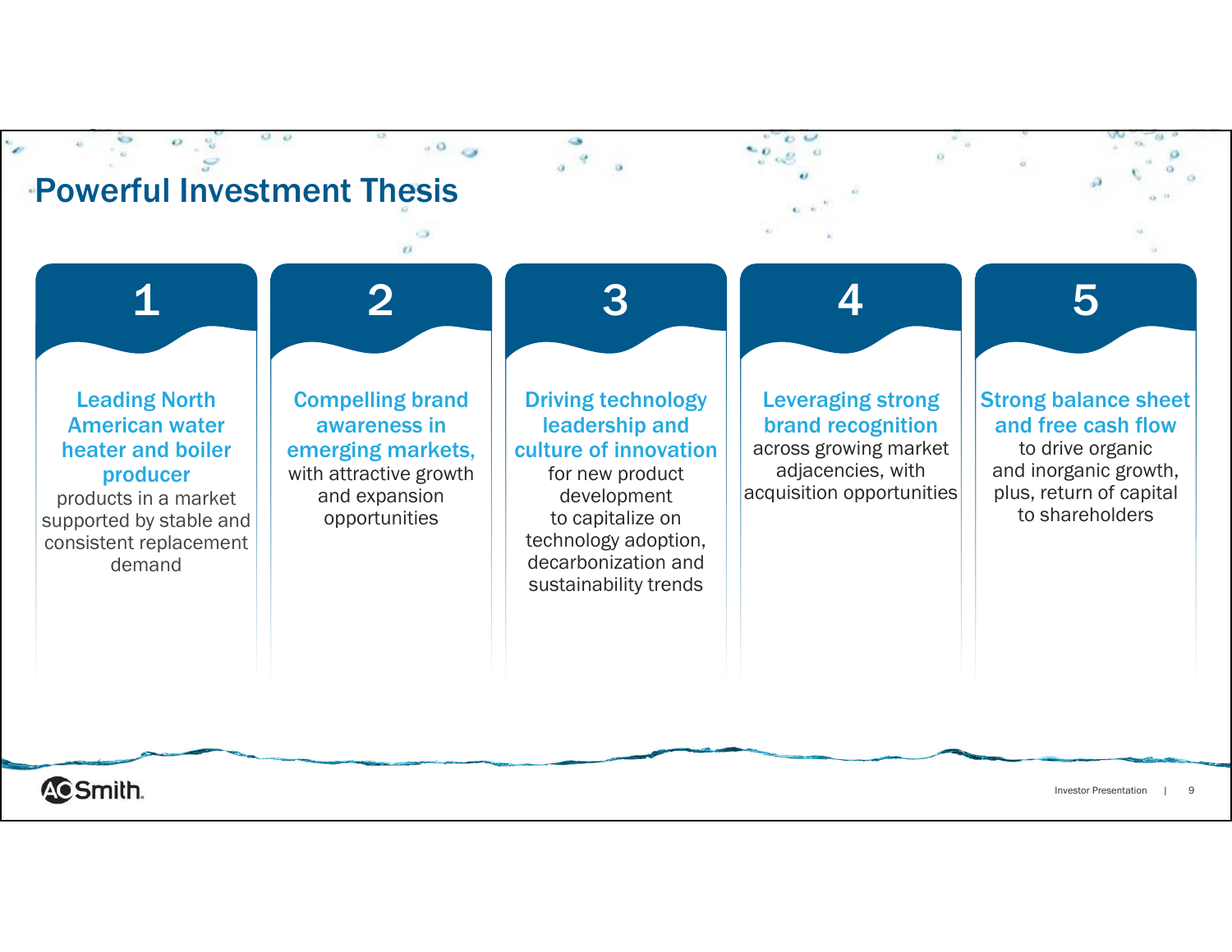# Powerful Investment Thesis

## 1

**Leading North American water heater and boiler producer** products in a market supported by stable and consistent replacement demand

## 2

**Compelling brand awareness in emerging markets,** with attractive growth and expansion opportunities

## 3

**Driving technology leadership and culture of innovation** for new product development to capitalize on technology adoption, decarbonization and sustainability trends

## 4

**Leveraging strong brand recognition** across growing market adjacencies, with acquisition opportunities

## 5

**Strong balance sheet and free cash flow** to drive organic and inorganic growth, plus, return of capital to shareholders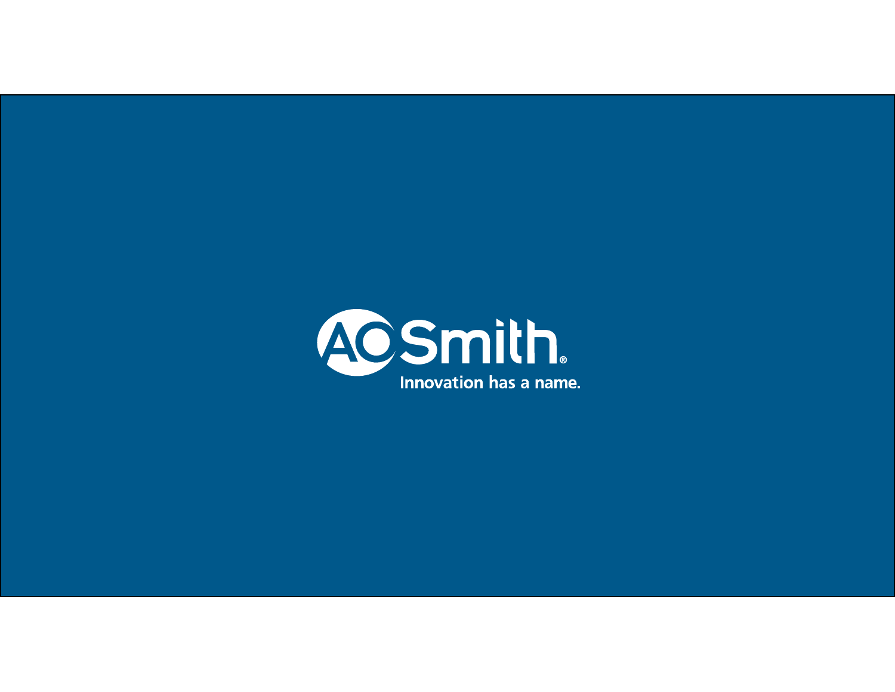A.O. Smith®

Innovation has a name.